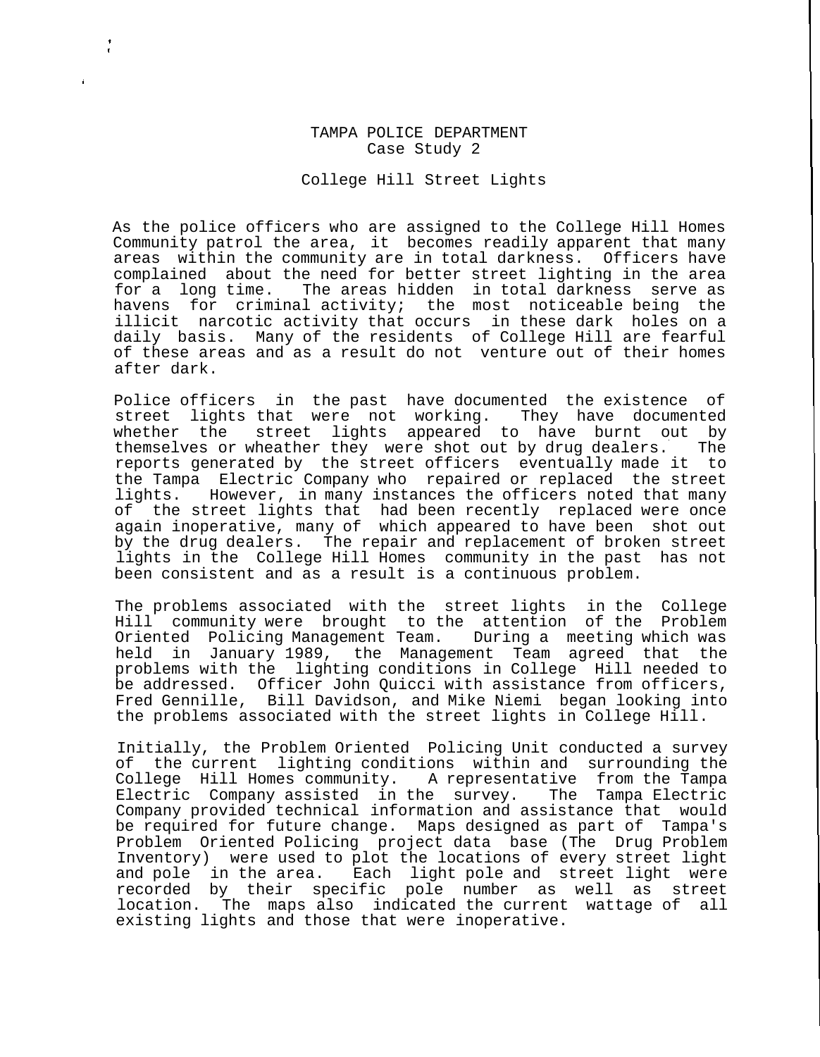# TAMPA POLICE DEPARTMENT
## Case Study 2

### College Hill Street Lights

As the police officers who are assigned to the College Hill Homes Community patrol the area, it becomes readily apparent that many areas within the community are in total darkness. Officers have complained about the need for better street lighting in the area for a long time. The areas hidden in total darkness serve as havens for criminal activity; the most noticeable being the illicit narcotic activity that occurs in these dark holes on a daily basis. Many of the residents of College Hill are fearful of these areas and as a result do not venture out of their homes after dark.

Police officers in the past have documented the existence of street lights that were not working. They have documented whether the street lights appeared to have burnt out by themselves or wheather they were shot out by drug dealers. The reports generated by the street officers eventually made it to the Tampa Electric Company who repaired or replaced the street lights. However, in many instances the officers noted that many of the street lights that had been recently replaced were once again inoperative, many of which appeared to have been shot out by the drug dealers. The repair and replacement of broken street lights in the College Hill Homes community in the past has not been consistent and as a result is a continuous problem.

The problems associated with the street lights in the College Hill community were brought to the attention of the Problem Oriented Policing Management Team. During a meeting which was held in January 1989, the Management Team agreed that the problems with the lighting conditions in College Hill needed to be addressed. Officer John Quicci with assistance from officers, Fred Gennille, Bill Davidson, and Mike Niemi began looking into the problems associated with the street lights in College Hill.

Initially, the Problem Oriented Policing Unit conducted a survey of the current lighting conditions within and surrounding the College Hill Homes community. A representative from the Tampa Electric Company assisted in the survey. The Tampa Electric Company provided technical information and assistance that would be required for future change. Maps designed as part of Tampa's Problem Oriented Policing project data base (The Drug Problem Inventory) were used to plot the locations of every street light and pole in the area. Each light pole and street light were recorded by their specific pole number as well as street location. The maps also indicated the current wattage of all existing lights and those that were inoperative.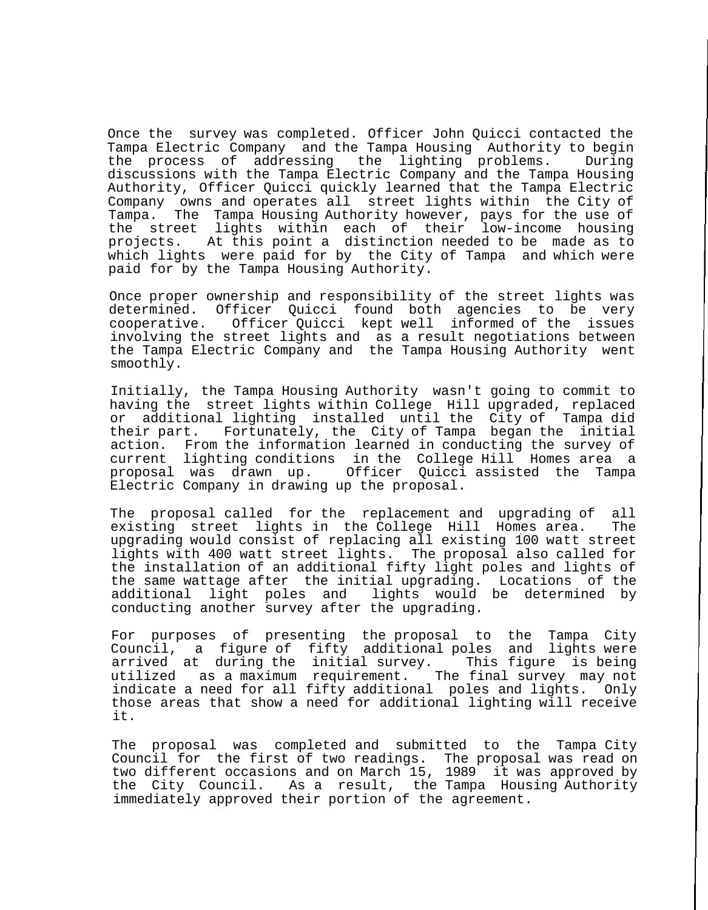Once the survey was completed. Officer John Quicci contacted the Tampa Electric Company and the Tampa Housing Authority to begin the process of addressing the lighting problems. During discussions with the Tampa Electric Company and the Tampa Housing Authority, Officer Quicci quickly learned that the Tampa Electric Company owns and operates all street lights within the City of Tampa. The Tampa Housing Authority however, pays for the use of the street lights within each of their low-income housing projects. At this point a distinction needed to be made as to which lights were paid for by the City of Tampa and which were paid for by the Tampa Housing Authority.

Once proper ownership and responsibility of the street lights was determined. Officer Quicci found both agencies to be very cooperative. Officer Quicci kept well informed of the issues involving the street lights and as a result negotiations between the Tampa Electric Company and the Tampa Housing Authority went smoothly.

Initially, the Tampa Housing Authority wasn't going to commit to having the street lights within College Hill upgraded, replaced or additional lighting installed until the City of Tampa did their part. Fortunately, the City of Tampa began the initial action. From the information learned in conducting the survey of current lighting conditions in the College Hill Homes area a proposal was drawn up. Officer Quicci assisted the Tampa Electric Company in drawing up the proposal.

The proposal called for the replacement and upgrading of all existing street lights in the College Hill Homes area. The upgrading would consist of replacing all existing 100 watt street lights with 400 watt street lights. The proposal also called for the installation of an additional fifty light poles and lights of the same wattage after the initial upgrading. Locations of the additional light poles and lights would be determined by conducting another survey after the upgrading.

For purposes of presenting the proposal to the Tampa City Council, a figure of fifty additional poles and lights were arrived at during the initial survey. This figure is being utilized as a maximum requirement. The final survey may not indicate a need for all fifty additional poles and lights. Only those areas that show a need for additional lighting will receive it.

The proposal was completed and submitted to the Tampa City Council for the first of two readings. The proposal was read on two different occasions and on March 15, 1989 it was approved by the City Council. As a result, the Tampa Housing Authority immediately approved their portion of the agreement.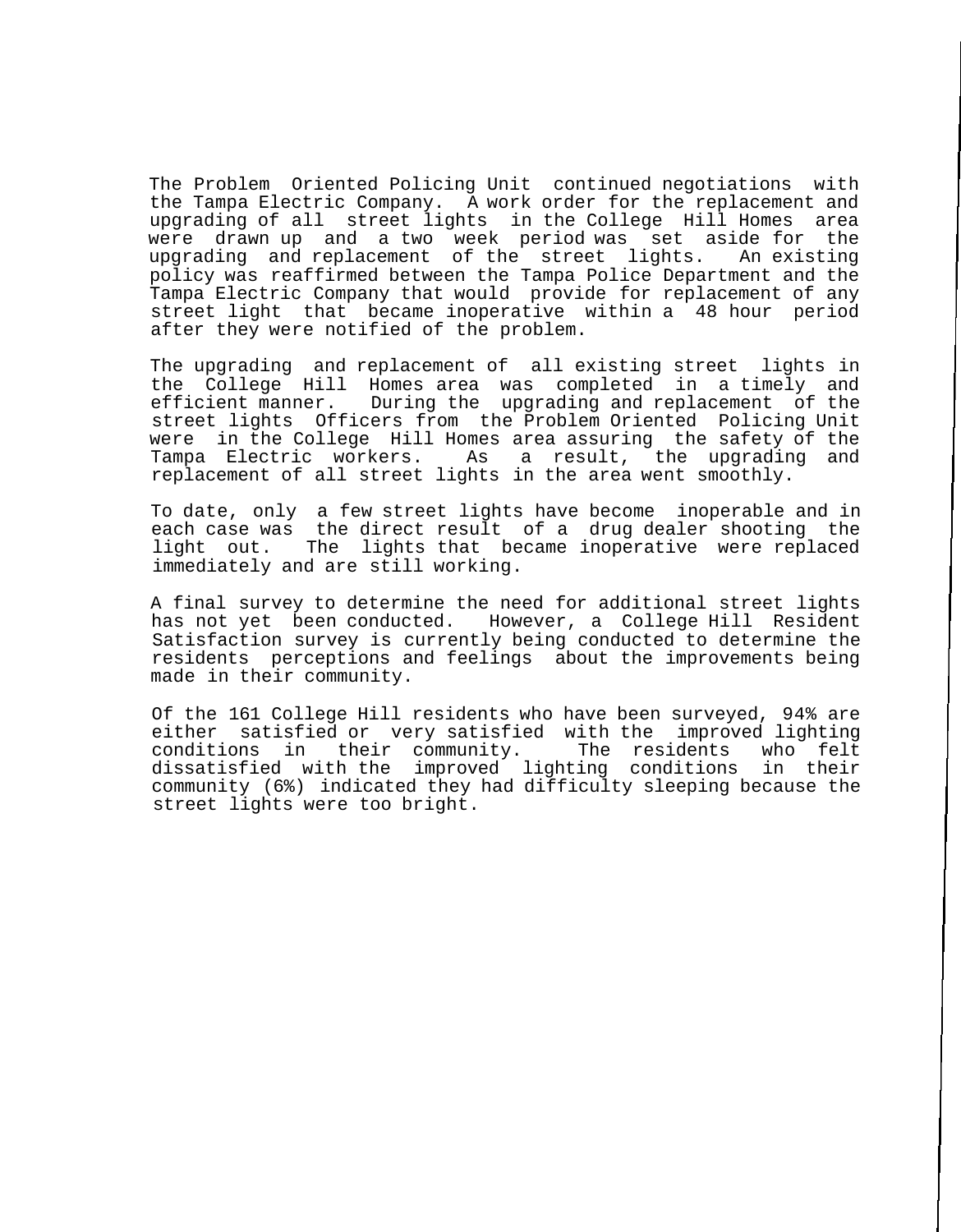The Problem Oriented Policing Unit continued negotiations with the Tampa Electric Company. A work order for the replacement and upgrading of all street lights in the College Hill Homes area were drawn up and a two week period was set aside for the upgrading and replacement of the street lights. An existing policy was reaffirmed between the Tampa Police Department and the Tampa Electric Company that would provide for replacement of any street light that became inoperative within a 48 hour period after they were notified of the problem.

The upgrading and replacement of all existing street lights in the College Hill Homes area was completed in a timely and efficient manner. During the upgrading and replacement of the street lights Officers from the Problem Oriented Policing Unit were in the College Hill Homes area assuring the safety of the Tampa Electric workers. As a result, the upgrading and replacement of all street lights in the area went smoothly.

To date, only a few street lights have become inoperable and in each case was the direct result of a drug dealer shooting the light out. The lights that became inoperative were replaced immediately and are still working.

A final survey to determine the need for additional street lights has not yet been conducted. However, a College Hill Resident Satisfaction survey is currently being conducted to determine the residents perceptions and feelings about the improvements being made in their community.

Of the 161 College Hill residents who have been surveyed, 94% are either satisfied or very satisfied with the improved lighting conditions in their community. The residents who felt dissatisfied with the improved lighting conditions in their community (6%) indicated they had difficulty sleeping because the street lights were too bright.